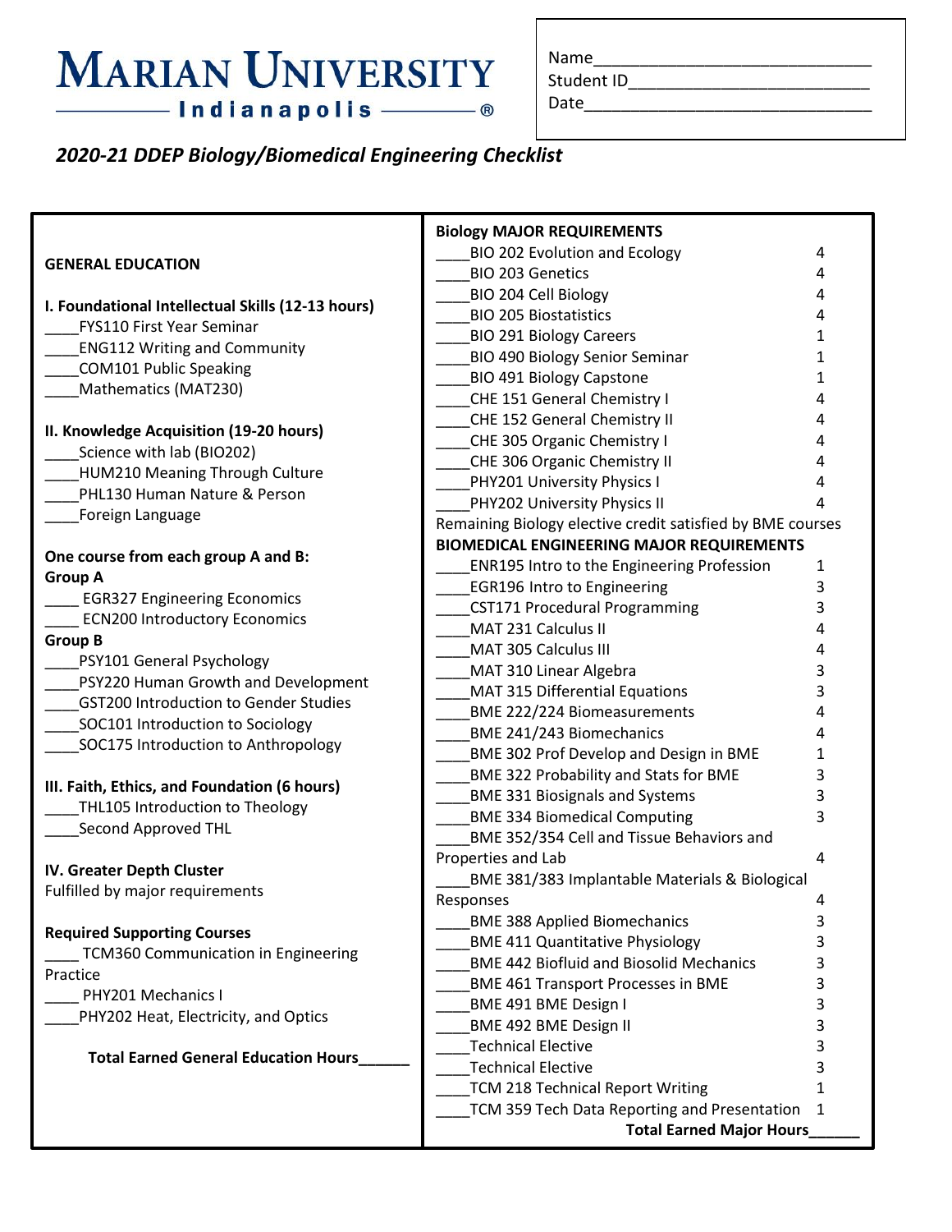# MARIAN UNIVERSITY

**Indianapolis**

Name_____________________________

Student ID_________________________

Date______________________________

## *2020-21 DDEP Biology/Biomedical Engineering Checklist*

### GENERAL EDUCATION

**I. Foundational Intellectual Skills (12-13 hours)**

____FYS110 First Year Seminar
____ENG112 Writing and Community
____COM101 Public Speaking
____Mathematics (MAT230)

**II. Knowledge Acquisition (19-20 hours)**

____Science with lab (BIO202)
____HUM210 Meaning Through Culture
____PHL130 Human Nature & Person
____Foreign Language

**One course from each group A and B:**

**Group A**

____ EGR327 Engineering Economics
____ ECN200 Introductory Economics

**Group B**

____PSY101 General Psychology
____PSY220 Human Growth and Development
____GST200 Introduction to Gender Studies
____SOC101 Introduction to Sociology
____SOC175 Introduction to Anthropology

**III. Faith, Ethics, and Foundation (6 hours)**

____THL105 Introduction to Theology
____Second Approved THL

**IV. Greater Depth Cluster**

Fulfilled by major requirements

**Required Supporting Courses**

____ TCM360 Communication in Engineering Practice
____ PHY201 Mechanics I
____PHY202 Heat, Electricity, and Optics

**Total Earned General Education Hours______**

### Biology MAJOR REQUIREMENTS

| Course | Hours |
|---|---|
| ____BIO 202 Evolution and Ecology | 4 |
| ____BIO 203 Genetics | 4 |
| ____BIO 204 Cell Biology | 4 |
| ____BIO 205 Biostatistics | 4 |
| ____BIO 291 Biology Careers | 1 |
| ____BIO 490 Biology Senior Seminar | 1 |
| ____BIO 491 Biology Capstone | 1 |
| ____CHE 151 General Chemistry I | 4 |
| ____CHE 152 General Chemistry II | 4 |
| ____CHE 305 Organic Chemistry I | 4 |
| ____CHE 306 Organic Chemistry II | 4 |
| ____PHY201 University Physics I | 4 |
| ____PHY202 University Physics II | 4 |

Remaining Biology elective credit satisfied by BME courses

### BIOMEDICAL ENGINEERING MAJOR REQUIREMENTS

| Course | Hours |
|---|---|
| ____ENR195 Intro to the Engineering Profession | 1 |
| ____EGR196 Intro to Engineering | 3 |
| ____CST171 Procedural Programming | 3 |
| ____MAT 231 Calculus II | 4 |
| ____MAT 305 Calculus III | 4 |
| ____MAT 310 Linear Algebra | 3 |
| ____MAT 315 Differential Equations | 3 |
| ____BME 222/224 Biomeasurements | 4 |
| ____BME 241/243 Biomechanics | 4 |
| ____BME 302 Prof Develop and Design in BME | 1 |
| ____BME 322 Probability and Stats for BME | 3 |
| ____BME 331 Biosignals and Systems | 3 |
| ____BME 334 Biomedical Computing | 3 |
| ____BME 352/354 Cell and Tissue Behaviors and Properties and Lab | 4 |
| ____BME 381/383 Implantable Materials & Biological Responses | 4 |
| ____BME 388 Applied Biomechanics | 3 |
| ____BME 411 Quantitative Physiology | 3 |
| ____BME 442 Biofluid and Biosolid Mechanics | 3 |
| ____BME 461 Transport Processes in BME | 3 |
| ____BME 491 BME Design I | 3 |
| ____BME 492 BME Design II | 3 |
| ____Technical Elective | 3 |
| ____Technical Elective | 3 |
| ____TCM 218 Technical Report Writing | 1 |
| ____TCM 359 Tech Data Reporting and Presentation | 1 |

**Total Earned Major Hours______**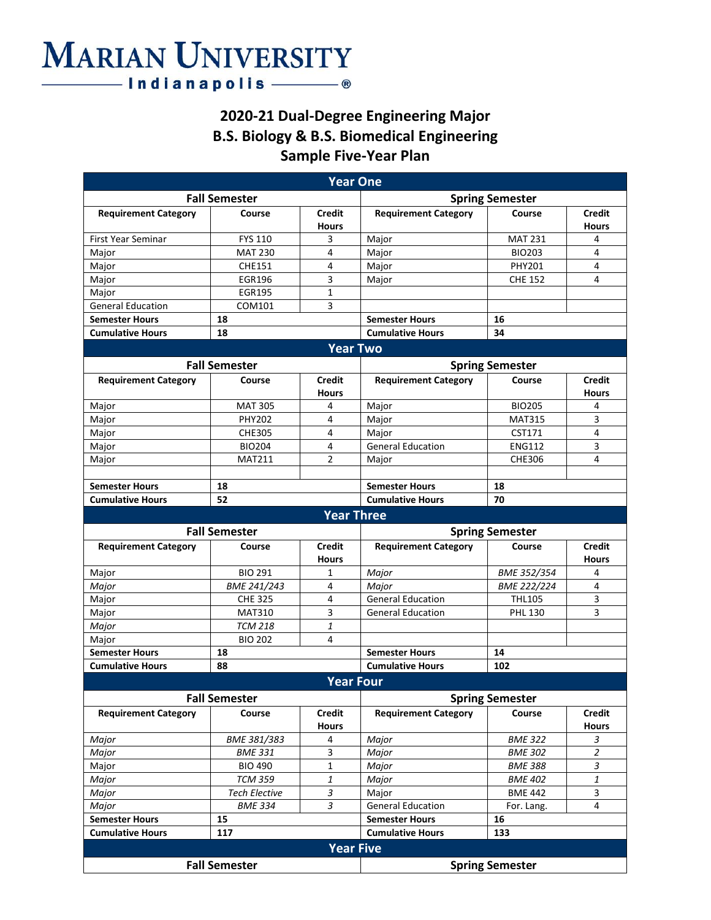# MARIAN UNIVERSITY
Indianapolis®

## 2020-21 Dual-Degree Engineering Major
## B.S. Biology & B.S. Biomedical Engineering
## Sample Five-Year Plan

| Year One | | | | | |
|---|---|---|---|---|---|
| **Fall Semester** | | | **Spring Semester** | | |
| **Requirement Category** | **Course** | **Credit Hours** | **Requirement Category** | **Course** | **Credit Hours** |
| First Year Seminar | FYS 110 | 3 | Major | MAT 231 | 4 |
| Major | MAT 230 | 4 | Major | BIO203 | 4 |
| Major | CHE151 | 4 | Major | PHY201 | 4 |
| Major | EGR196 | 3 | Major | CHE 152 | 4 |
| Major | EGR195 | 1 | | | |
| General Education | COM101 | 3 | | | |
| **Semester Hours** | **18** | | **Semester Hours** | **16** | |
| **Cumulative Hours** | **18** | | **Cumulative Hours** | **34** | |
| **Year Two** | | | | | |
| **Fall Semester** | | | **Spring Semester** | | |
| **Requirement Category** | **Course** | **Credit Hours** | **Requirement Category** | **Course** | **Credit Hours** |
| Major | MAT 305 | 4 | Major | BIO205 | 4 |
| Major | PHY202 | 4 | Major | MAT315 | 3 |
| Major | CHE305 | 4 | Major | CST171 | 4 |
| Major | BIO204 | 4 | General Education | ENG112 | 3 |
| Major | MAT211 | 2 | Major | CHE306 | 4 |
| | | | | | |
| **Semester Hours** | **18** | | **Semester Hours** | **18** | |
| **Cumulative Hours** | **52** | | **Cumulative Hours** | **70** | |
| **Year Three** | | | | | |
| **Fall Semester** | | | **Spring Semester** | | |
| **Requirement Category** | **Course** | **Credit Hours** | **Requirement Category** | **Course** | **Credit Hours** |
| Major | BIO 291 | 1 | *Major* | *BME 352/354* | 4 |
| *Major* | *BME 241/243* | 4 | *Major* | *BME 222/224* | 4 |
| Major | CHE 325 | 4 | General Education | THL105 | 3 |
| Major | MAT310 | 3 | General Education | PHL 130 | 3 |
| *Major* | *TCM 218* | *1* | | | |
| Major | BIO 202 | 4 | | | |
| **Semester Hours** | **18** | | **Semester Hours** | **14** | |
| **Cumulative Hours** | **88** | | **Cumulative Hours** | **102** | |
| **Year Four** | | | | | |
| **Fall Semester** | | | **Spring Semester** | | |
| **Requirement Category** | **Course** | **Credit Hours** | **Requirement Category** | **Course** | **Credit Hours** |
| *Major* | *BME 381/383* | 4 | *Major* | *BME 322* | *3* |
| *Major* | *BME 331* | 3 | *Major* | *BME 302* | *2* |
| Major | BIO 490 | 1 | *Major* | *BME 388* | *3* |
| *Major* | *TCM 359* | *1* | *Major* | *BME 402* | *1* |
| *Major* | *Tech Elective* | *3* | Major | BME 442 | 3 |
| *Major* | *BME 334* | *3* | General Education | For. Lang. | 4 |
| **Semester Hours** | **15** | | **Semester Hours** | **16** | |
| **Cumulative Hours** | **117** | | **Cumulative Hours** | **133** | |
| **Year Five** | | | | | |
| **Fall Semester** | | | **Spring Semester** | | |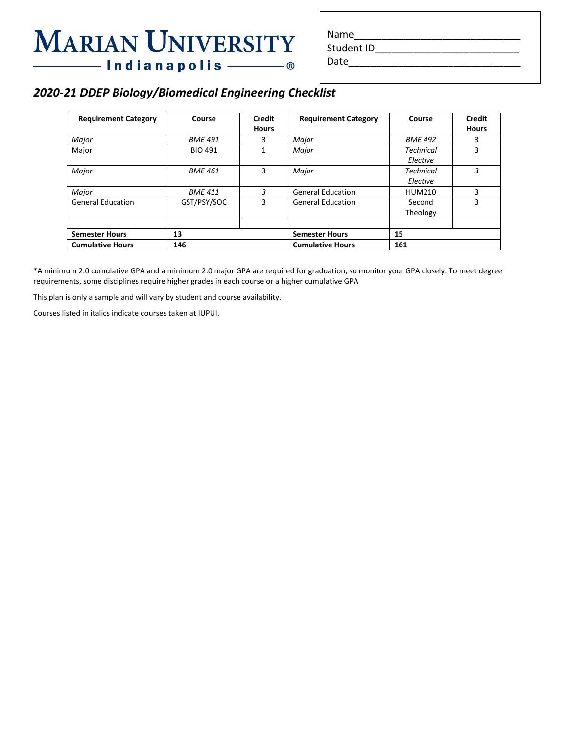# MARIAN UNIVERSITY
Indianapolis ®

Name\_\_\_\_\_\_\_\_\_\_\_\_\_\_\_\_\_\_\_\_\_\_\_\_\_\_\_\_
Student ID\_\_\_\_\_\_\_\_\_\_\_\_\_\_\_\_\_\_\_\_\_\_\_\_\_
Date\_\_\_\_\_\_\_\_\_\_\_\_\_\_\_\_\_\_\_\_\_\_\_\_\_\_\_\_\_\_

## *2020-21 DDEP Biology/Biomedical Engineering Checklist*

| Requirement Category | Course | Credit Hours | Requirement Category | Course | Credit Hours |
|---|---|---|---|---|---|
| *Major* | *BME 491* | 3 | *Major* | *BME 492* | 3 |
| Major | BIO 491 | 1 | *Major* | *Technical Elective* | 3 |
| *Major* | *BME 461* | 3 | *Major* | *Technical Elective* | *3* |
| *Major* | *BME 411* | *3* | General Education | HUM210 | 3 |
| General Education | GST/PSY/SOC | 3 | General Education | Second Theology | 3 |
| | | | | | |
| **Semester Hours** | **13** | | **Semester Hours** | **15** | |
| **Cumulative Hours** | **146** | | **Cumulative Hours** | **161** | |

*A minimum 2.0 cumulative GPA and a minimum 2.0 major GPA are required for graduation, so monitor your GPA closely. To meet degree requirements, some disciplines require higher grades in each course or a higher cumulative GPA

This plan is only a sample and will vary by student and course availability.

Courses listed in italics indicate courses taken at IUPUI.